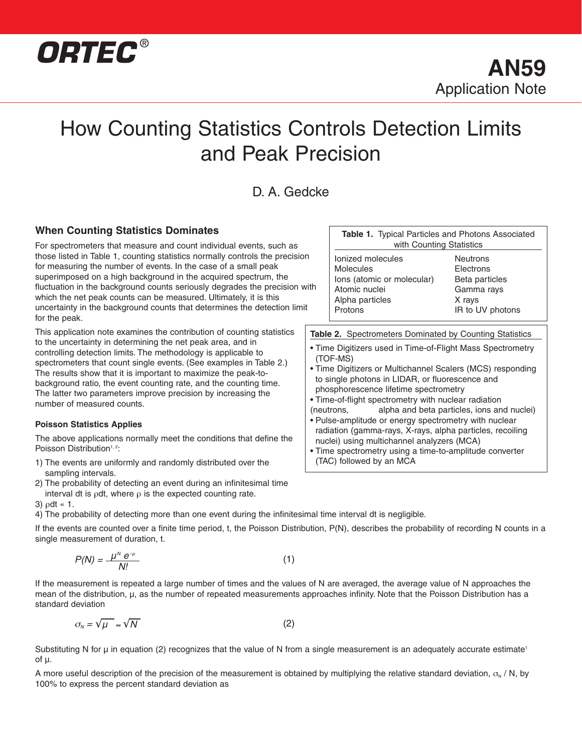ORTEC®

# AN59
Application Note

# How Counting Statistics Controls Detection Limits and Peak Precision

D. A. Gedcke

## When Counting Statistics Dominates

For spectrometers that measure and count individual events, such as those listed in Table 1, counting statistics normally controls the precision for measuring the number of events. In the case of a small peak superimposed on a high background in the acquired spectrum, the fluctuation in the background counts seriously degrades the precision with which the net peak counts can be measured. Ultimately, it is this uncertainty in the background counts that determines the detection limit for the peak.

**Table 1.** Typical Particles and Photons Associated with Counting Statistics

| | |
|---|---|
| Ionized molecules | Neutrons |
| Molecules | Electrons |
| Ions (atomic or molecular) | Beta particles |
| Atomic nuclei | Gamma rays |
| Alpha particles | X rays |
| Protons | IR to UV photons |

This application note examines the contribution of counting statistics to the uncertainty in determining the net peak area, and in controlling detection limits. The methodology is applicable to spectrometers that count single events. (See examples in Table 2.) The results show that it is important to maximize the peak-to-background ratio, the event counting rate, and the counting time. The latter two parameters improve precision by increasing the number of measured counts.

**Table 2.** Spectrometers Dominated by Counting Statistics

- Time Digitizers used in Time-of-Flight Mass Spectrometry (TOF-MS)
- Time Digitizers or Multichannel Scalers (MCS) responding to single photons in LIDAR, or fluorescence and phosphorescence lifetime spectrometry
- Time-of-flight spectrometry with nuclear radiation (neutrons, alpha and beta particles, ions and nuclei)
- Pulse-amplitude or energy spectrometry with nuclear radiation (gamma-rays, X-rays, alpha particles, recoiling nuclei) using multichannel analyzers (MCA)
- Time spectrometry using a time-to-amplitude converter (TAC) followed by an MCA

### Poisson Statistics Applies

The above applications normally meet the conditions that define the Poisson Distribution[1, 2]:

1) The events are uniformly and randomly distributed over the sampling intervals.
2) The probability of detecting an event during an infinitesimal time interval dt is $\rho dt$, where $\rho$ is the expected counting rate.
3) $\rho dt \ll 1$.
4) The probability of detecting more than one event during the infinitesimal time interval dt is negligible.

If the events are counted over a finite time period, t, the Poisson Distribution, P(N), describes the probability of recording N counts in a single measurement of duration, t.

$$P(N) = \frac{\mu^N e^{-\mu}}{N!} \qquad (1)$$

If the measurement is repeated a large number of times and the values of N are averaged, the average value of N approaches the mean of the distribution, μ, as the number of repeated measurements approaches infinity. Note that the Poisson Distribution has a standard deviation

$$\sigma_N = \sqrt{\mu} \approx \sqrt{N} \qquad (2)$$

Substituting N for μ in equation (2) recognizes that the value of N from a single measurement is an adequately accurate estimate[1] of μ.

A more useful description of the precision of the measurement is obtained by multiplying the relative standard deviation, $\sigma_N / N$, by 100% to express the percent standard deviation as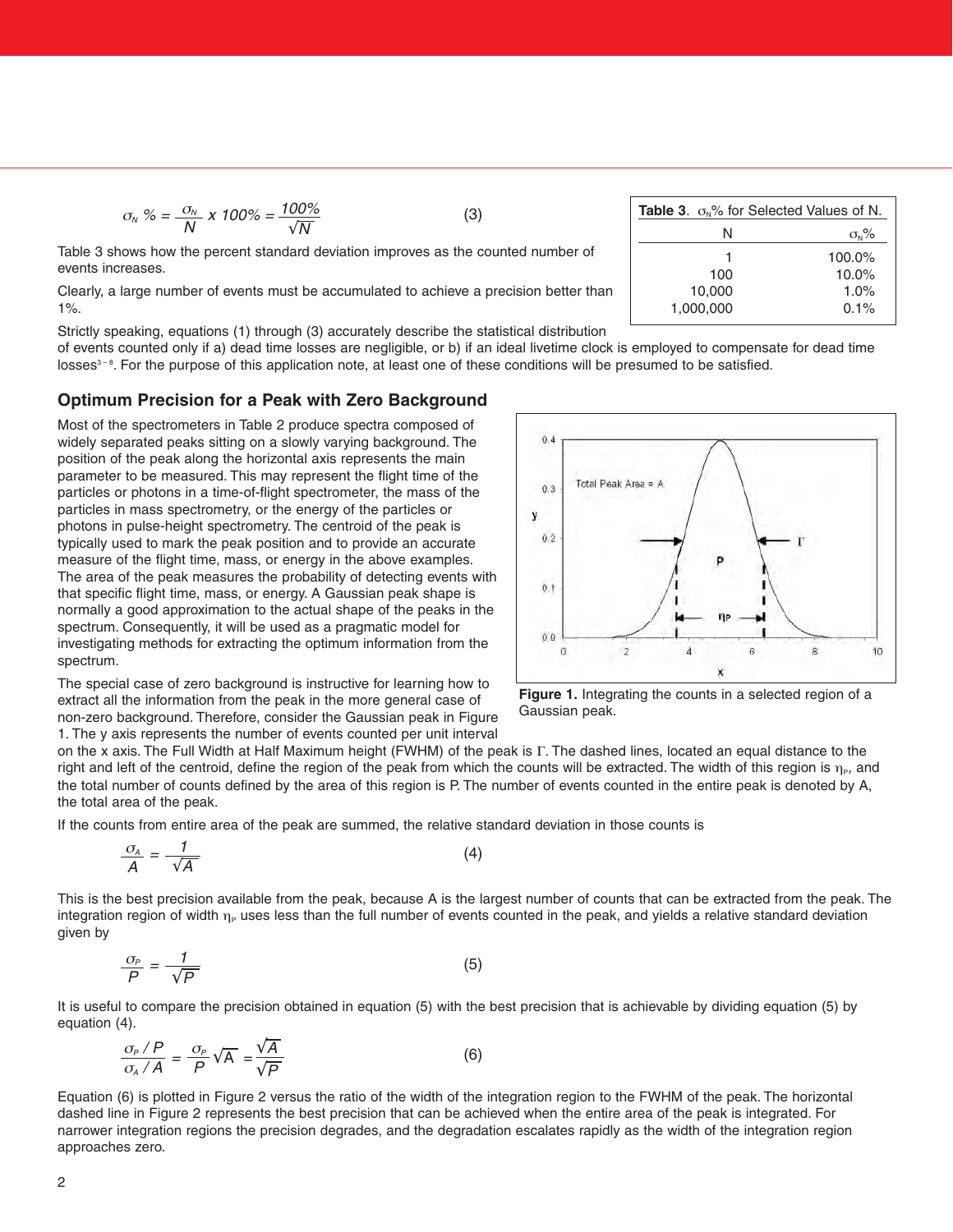$$\sigma_N \% = \frac{\sigma_N}{N} \times 100\% = \frac{100\%}{\sqrt{N}} \qquad (3)$$

Table 3 shows how the percent standard deviation improves as the counted number of events increases.

Clearly, a large number of events must be accumulated to achieve a precision better than 1%.

**Table 3.** $\sigma_N$% for Selected Values of N.

| N | $\sigma_N$% |
|---|---|
| 1 | 100.0% |
| 100 | 10.0% |
| 10,000 | 1.0% |
| 1,000,000 | 0.1% |

Strictly speaking, equations (1) through (3) accurately describe the statistical distribution of events counted only if a) dead time losses are negligible, or b) if an ideal livetime clock is employed to compensate for dead time losses[3–8]. For the purpose of this application note, at least one of these conditions will be presumed to be satisfied.

## Optimum Precision for a Peak with Zero Background

Most of the spectrometers in Table 2 produce spectra composed of widely separated peaks sitting on a slowly varying background. The position of the peak along the horizontal axis represents the main parameter to be measured. This may represent the flight time of the particles or photons in a time-of-flight spectrometer, the mass of the particles in mass spectrometry, or the energy of the particles or photons in pulse-height spectrometry. The centroid of the peak is typically used to mark the peak position and to provide an accurate measure of the flight time, mass, or energy in the above examples. The area of the peak measures the probability of detecting events with that specific flight time, mass, or energy. A Gaussian peak shape is normally a good approximation to the actual shape of the peaks in the spectrum. Consequently, it will be used as a pragmatic model for investigating methods for extracting the optimum information from the spectrum.

Figure 1. Integrating the counts in a selected region of a Gaussian peak.

The special case of zero background is instructive for learning how to extract all the information from the peak in the more general case of non-zero background. Therefore, consider the Gaussian peak in Figure 1. The y axis represents the number of events counted per unit interval on the x axis. The Full Width at Half Maximum height (FWHM) of the peak is $\Gamma$. The dashed lines, located an equal distance to the right and left of the centroid, define the region of the peak from which the counts will be extracted. The width of this region is $\eta_P$, and the total number of counts defined by the area of this region is P. The number of events counted in the entire peak is denoted by A, the total area of the peak.

If the counts from entire area of the peak are summed, the relative standard deviation in those counts is

$$\frac{\sigma_A}{A} = \frac{1}{\sqrt{A}} \qquad (4)$$

This is the best precision available from the peak, because A is the largest number of counts that can be extracted from the peak. The integration region of width $\eta_P$ uses less than the full number of events counted in the peak, and yields a relative standard deviation given by

$$\frac{\sigma_P}{P} = \frac{1}{\sqrt{P}} \qquad (5)$$

It is useful to compare the precision obtained in equation (5) with the best precision that is achievable by dividing equation (5) by equation (4).

$$\frac{\sigma_P / P}{\sigma_A / A} = \frac{\sigma_P}{P}\sqrt{A} = \frac{\sqrt{A}}{\sqrt{P}} \qquad (6)$$

Equation (6) is plotted in Figure 2 versus the ratio of the width of the integration region to the FWHM of the peak. The horizontal dashed line in Figure 2 represents the best precision that can be achieved when the entire area of the peak is integrated. For narrower integration regions the precision degrades, and the degradation escalates rapidly as the width of the integration region approaches zero.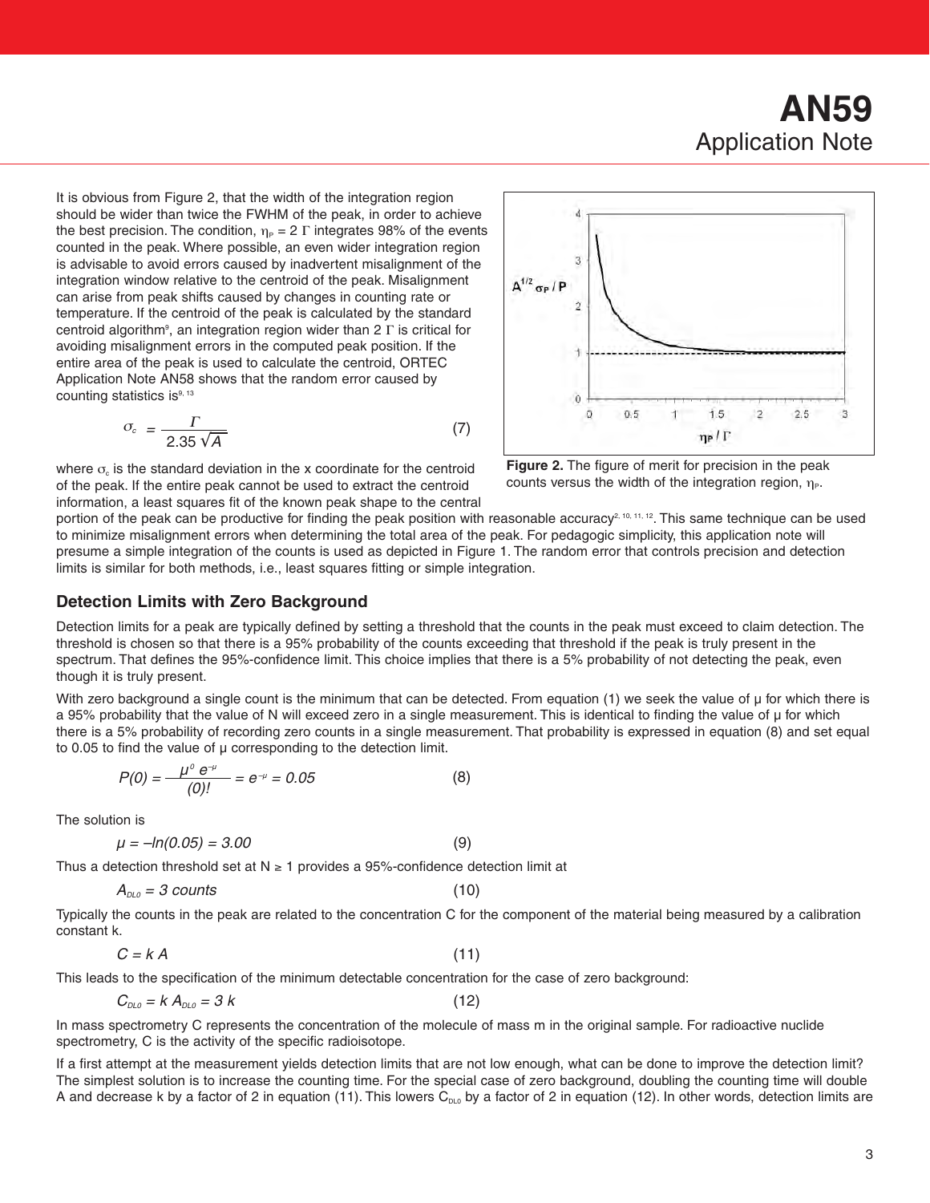It is obvious from Figure 2, that the width of the integration region should be wider than twice the FWHM of the peak, in order to achieve the best precision. The condition, $\eta_P = 2\,\Gamma$ integrates 98% of the events counted in the peak. Where possible, an even wider integration region is advisable to avoid errors caused by inadvertent misalignment of the integration window relative to the centroid of the peak. Misalignment can arise from peak shifts caused by changes in counting rate or temperature. If the centroid of the peak is calculated by the standard centroid algorithm[9], an integration region wider than $2\,\Gamma$ is critical for avoiding misalignment errors in the computed peak position. If the entire area of the peak is used to calculate the centroid, ORTEC Application Note AN58 shows that the random error caused by counting statistics is[9, 13]

$$\sigma_c = \frac{\Gamma}{2.35\sqrt{A}} \tag{7}$$

where $\sigma_c$ is the standard deviation in the x coordinate for the centroid of the peak. If the entire peak cannot be used to extract the centroid information, a least squares fit of the known peak shape to the central portion of the peak can be productive for finding the peak position with reasonable accuracy[2, 10, 11, 12]. This same technique can be used to minimize misalignment errors when determining the total area of the peak. For pedagogic simplicity, this application note will presume a simple integration of the counts is used as depicted in Figure 1. The random error that controls precision and detection limits is similar for both methods, i.e., least squares fitting or simple integration.

**Figure 2.** The figure of merit for precision in the peak counts versus the width of the integration region, $\eta_P$.

## Detection Limits with Zero Background

Detection limits for a peak are typically defined by setting a threshold that the counts in the peak must exceed to claim detection. The threshold is chosen so that there is a 95% probability of the counts exceeding that threshold if the peak is truly present in the spectrum. That defines the 95%-confidence limit. This choice implies that there is a 5% probability of not detecting the peak, even though it is truly present.

With zero background a single count is the minimum that can be detected. From equation (1) we seek the value of μ for which there is a 95% probability that the value of N will exceed zero in a single measurement. This is identical to finding the value of μ for which there is a 5% probability of recording zero counts in a single measurement. That probability is expressed in equation (8) and set equal to 0.05 to find the value of μ corresponding to the detection limit.

$$P(0) = \frac{\mu^0 e^{-\mu}}{(0)!} = e^{-\mu} = 0.05 \tag{8}$$

The solution is

$$\mu = -\ln(0.05) = 3.00 \tag{9}$$

Thus a detection threshold set at $N \geq 1$ provides a 95%-confidence detection limit at

$$A_{DL0} = 3 \text{ counts} \tag{10}$$

Typically the counts in the peak are related to the concentration C for the component of the material being measured by a calibration constant k.

$$C = k\,A \tag{11}$$

This leads to the specification of the minimum detectable concentration for the case of zero background:

$$C_{DL0} = k\,A_{DL0} = 3\,k \tag{12}$$

In mass spectrometry C represents the concentration of the molecule of mass m in the original sample. For radioactive nuclide spectrometry, C is the activity of the specific radioisotope.

If a first attempt at the measurement yields detection limits that are not low enough, what can be done to improve the detection limit? The simplest solution is to increase the counting time. For the special case of zero background, doubling the counting time will double A and decrease k by a factor of 2 in equation (11). This lowers $C_{DL0}$ by a factor of 2 in equation (12). In other words, detection limits are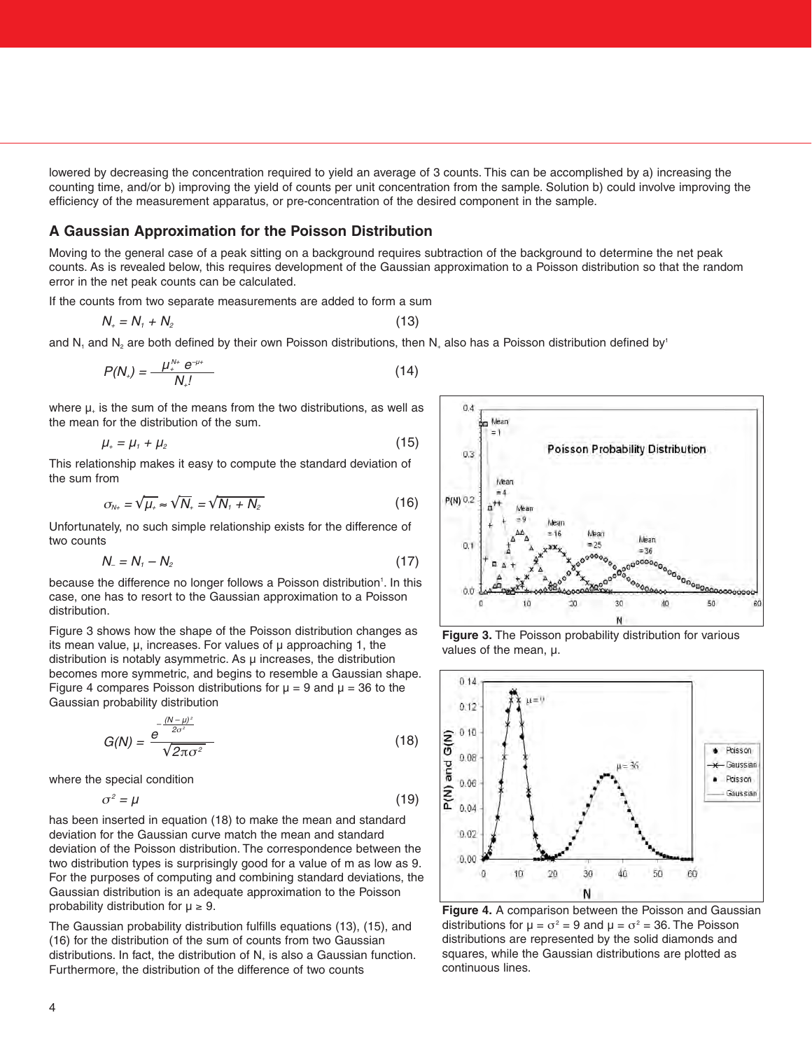lowered by decreasing the concentration required to yield an average of 3 counts. This can be accomplished by a) increasing the counting time, and/or b) improving the yield of counts per unit concentration from the sample. Solution b) could involve improving the efficiency of the measurement apparatus, or pre-concentration of the desired component in the sample.

## A Gaussian Approximation for the Poisson Distribution

Moving to the general case of a peak sitting on a background requires subtraction of the background to determine the net peak counts. As is revealed below, this requires development of the Gaussian approximation to a Poisson distribution so that the random error in the net peak counts can be calculated.

If the counts from two separate measurements are added to form a sum

$$N_+ = N_1 + N_2 \tag{13}$$

and $N_1$ and $N_2$ are both defined by their own Poisson distributions, then $N_+$ also has a Poisson distribution defined by[1]

$$P(N_+) = \frac{\mu_+^{N_+} e^{-\mu_+}}{N_+!} \tag{14}$$

where $\mu_+$ is the sum of the means from the two distributions, as well as the mean for the distribution of the sum.

$$\mu_+ = \mu_1 + \mu_2 \tag{15}$$

This relationship makes it easy to compute the standard deviation of the sum from

$$\sigma_{N+} = \sqrt{\mu_+} \approx \sqrt{N_+} = \sqrt{N_1 + N_2} \tag{16}$$

Unfortunately, no such simple relationship exists for the difference of two counts

$$N_- = N_1 - N_2 \tag{17}$$

because the difference no longer follows a Poisson distribution[1]. In this case, one has to resort to the Gaussian approximation to a Poisson distribution.

Figure 3 shows how the shape of the Poisson distribution changes as its mean value, μ, increases. For values of μ approaching 1, the distribution is notably asymmetric. As μ increases, the distribution becomes more symmetric, and begins to resemble a Gaussian shape. Figure 4 compares Poisson distributions for μ = 9 and μ = 36 to the Gaussian probability distribution

$$G(N) = \frac{e^{-\frac{(N-\mu)^2}{2\sigma^2}}}{\sqrt{2\pi\sigma^2}} \tag{18}$$

where the special condition

$$\sigma^2 = \mu \tag{19}$$

has been inserted in equation (18) to make the mean and standard deviation for the Gaussian curve match the mean and standard deviation of the Poisson distribution. The correspondence between the two distribution types is surprisingly good for a value of m as low as 9. For the purposes of computing and combining standard deviations, the Gaussian distribution is an adequate approximation to the Poisson probability distribution for μ ≥ 9.

The Gaussian probability distribution fulfills equations (13), (15), and (16) for the distribution of the sum of counts from two Gaussian distributions. In fact, the distribution of $N_+$ is also a Gaussian function. Furthermore, the distribution of the difference of two counts

**Figure 3.** The Poisson probability distribution for various values of the mean, μ.

**Figure 4.** A comparison between the Poisson and Gaussian distributions for μ = σ² = 9 and μ = σ² = 36. The Poisson distributions are represented by the solid diamonds and squares, while the Gaussian distributions are plotted as continuous lines.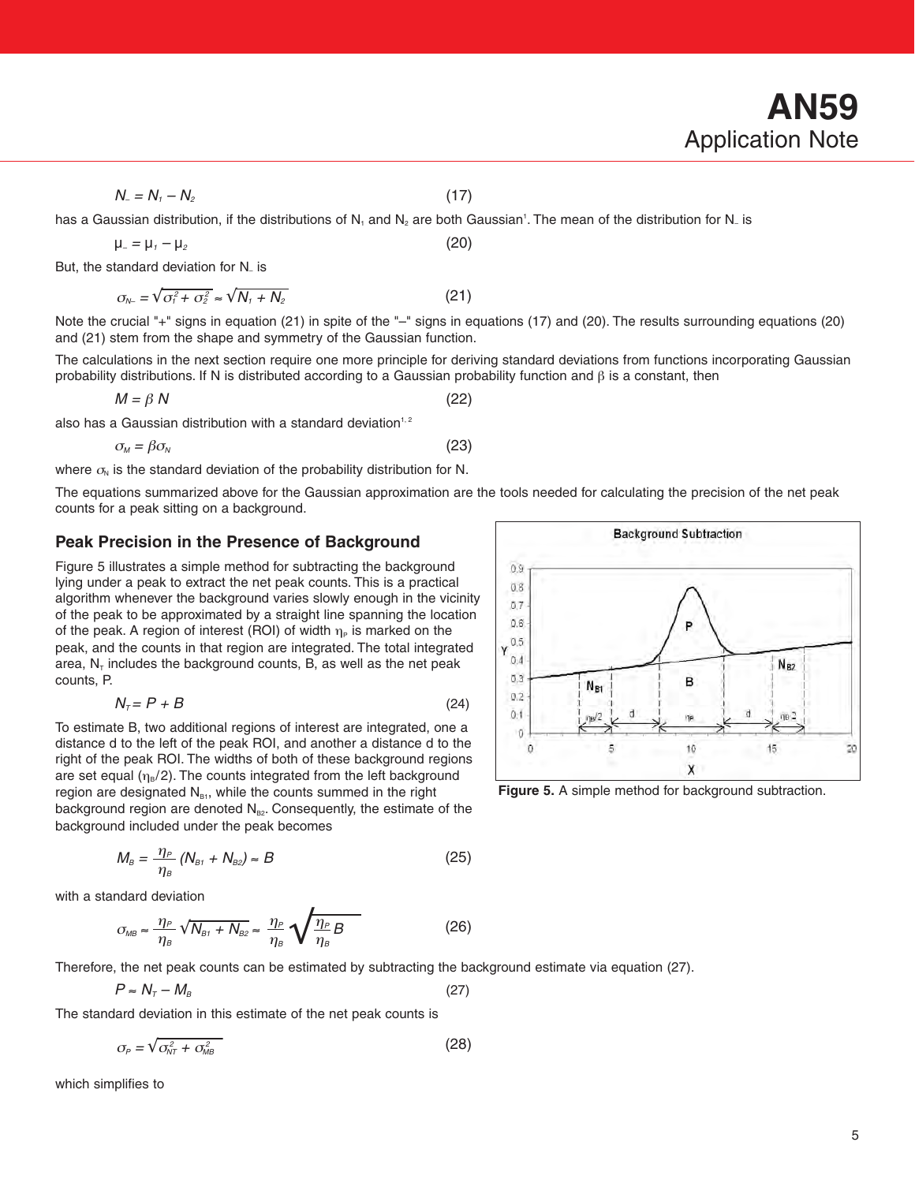$$N_{-} = N_1 - N_2 \tag{17}$$

has a Gaussian distribution, if the distributions of $N_1$ and $N_2$ are both Gaussian[1]. The mean of the distribution for $N_{-}$ is

$$\mu_{-} = \mu_1 - \mu_2 \tag{20}$$

But, the standard deviation for $N_{-}$ is

$$\sigma_{N-} = \sqrt{\sigma_1^2 + \sigma_2^2} \approx \sqrt{N_1 + N_2} \tag{21}$$

Note the crucial "+" signs in equation (21) in spite of the "–" signs in equations (17) and (20). The results surrounding equations (20) and (21) stem from the shape and symmetry of the Gaussian function.

The calculations in the next section require one more principle for deriving standard deviations from functions incorporating Gaussian probability distributions. If N is distributed according to a Gaussian probability function and $\beta$ is a constant, then

$$M = \beta N \tag{22}$$

also has a Gaussian distribution with a standard deviation[1, 2]

$$\sigma_M = \beta \sigma_N \tag{23}$$

where $\sigma_N$ is the standard deviation of the probability distribution for N.

The equations summarized above for the Gaussian approximation are the tools needed for calculating the precision of the net peak counts for a peak sitting on a background.

## Peak Precision in the Presence of Background

Figure 5 illustrates a simple method for subtracting the background lying under a peak to extract the net peak counts. This is a practical algorithm whenever the background varies slowly enough in the vicinity of the peak to be approximated by a straight line spanning the location of the peak. A region of interest (ROI) of width $\eta_P$ is marked on the peak, and the counts in that region are integrated. The total integrated area, $N_T$ includes the background counts, B, as well as the net peak counts, P.

$$N_T = P + B \tag{24}$$

To estimate B, two additional regions of interest are integrated, one a distance d to the left of the peak ROI, and another a distance d to the right of the peak ROI. The widths of both of these background regions are set equal ($\eta_B/2$). The counts integrated from the left background region are designated $N_{B1}$, while the counts summed in the right background region are denoted $N_{B2}$. Consequently, the estimate of the background included under the peak becomes

**Figure 5.** A simple method for background subtraction.

$$M_B = \frac{\eta_P}{\eta_B}(N_{B1} + N_{B2}) \approx B \tag{25}$$

with a standard deviation

$$\sigma_{MB} \approx \frac{\eta_P}{\eta_B}\sqrt{N_{B1} + N_{B2}} \approx \frac{\eta_P}{\eta_B}\sqrt{\frac{\eta_P}{\eta_B}B} \tag{26}$$

Therefore, the net peak counts can be estimated by subtracting the background estimate via equation (27).

$$P \approx N_T - M_B \tag{27}$$

The standard deviation in this estimate of the net peak counts is

$$\sigma_P = \sqrt{\sigma_{NT}^2 + \sigma_{MB}^2} \tag{28}$$

which simplifies to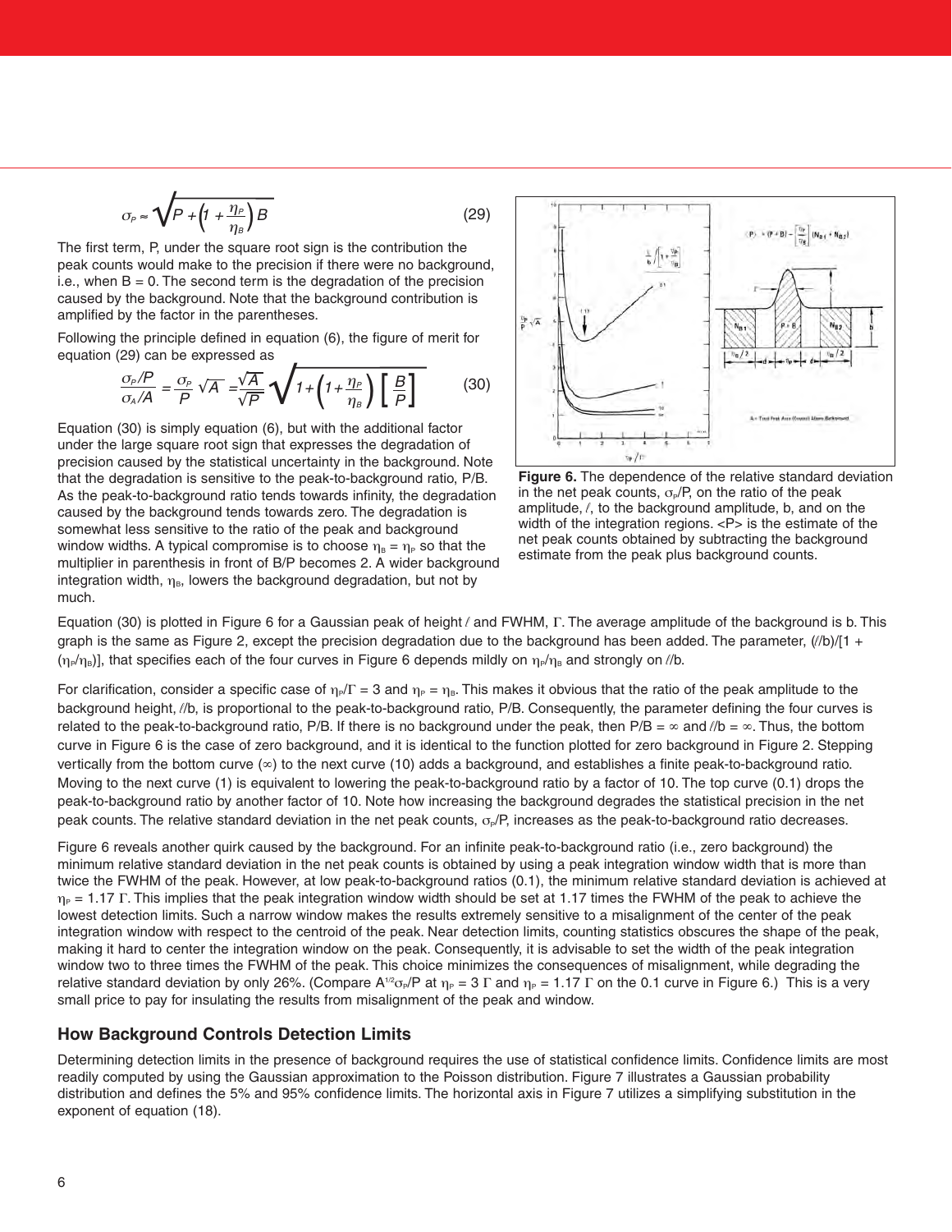$$\sigma_P \approx \sqrt{P + \left(1 + \frac{\eta_P}{\eta_B}\right) B} \qquad (29)$$

The first term, P, under the square root sign is the contribution the peak counts would make to the precision if there were no background, i.e., when B = 0. The second term is the degradation of the precision caused by the background. Note that the background contribution is amplified by the factor in the parentheses.

Following the principle defined in equation (6), the figure of merit for equation (29) can be expressed as

$$\frac{\sigma_P/P}{\sigma_A/A} = \frac{\sigma_P}{P}\sqrt{A} = \frac{\sqrt{A}}{\sqrt{P}}\sqrt{1+\left(1+\frac{\eta_P}{\eta_B}\right)\left[\frac{B}{P}\right]} \qquad (30)$$

Equation (30) is simply equation (6), but with the additional factor under the large square root sign that expresses the degradation of precision caused by the statistical uncertainty in the background. Note that the degradation is sensitive to the peak-to-background ratio, P/B. As the peak-to-background ratio tends towards infinity, the degradation caused by the background tends towards zero. The degradation is somewhat less sensitive to the ratio of the peak and background window widths. A typical compromise is to choose $\eta_B = \eta_P$ so that the multiplier in parenthesis in front of B/P becomes 2. A wider background integration width, $\eta_B$, lowers the background degradation, but not by much.

**Figure 6.** The dependence of the relative standard deviation in the net peak counts, $\sigma_P/P$, on the ratio of the peak amplitude, $\ell$, to the background amplitude, b, and on the width of the integration regions. <P> is the estimate of the net peak counts obtained by subtracting the background estimate from the peak plus background counts.

Equation (30) is plotted in Figure 6 for a Gaussian peak of height $\ell$ and FWHM, $\Gamma$. The average amplitude of the background is b. This graph is the same as Figure 2, except the precision degradation due to the background has been added. The parameter, $(\ell/b)/[1 + (\eta_P/\eta_B)]$, that specifies each of the four curves in Figure 6 depends mildly on $\eta_P/\eta_B$ and strongly on $\ell/b$.

For clarification, consider a specific case of $\eta_P/\Gamma = 3$ and $\eta_P = \eta_B$. This makes it obvious that the ratio of the peak amplitude to the background height, $\ell/b$, is proportional to the peak-to-background ratio, P/B. Consequently, the parameter defining the four curves is related to the peak-to-background ratio, P/B. If there is no background under the peak, then P/B = ∞ and $\ell/b$ = ∞. Thus, the bottom curve in Figure 6 is the case of zero background, and it is identical to the function plotted for zero background in Figure 2. Stepping vertically from the bottom curve (∞) to the next curve (10) adds a background, and establishes a finite peak-to-background ratio. Moving to the next curve (1) is equivalent to lowering the peak-to-background ratio by a factor of 10. The top curve (0.1) drops the peak-to-background ratio by another factor of 10. Note how increasing the background degrades the statistical precision in the net peak counts. The relative standard deviation in the net peak counts, $\sigma_P/P$, increases as the peak-to-background ratio decreases.

Figure 6 reveals another quirk caused by the background. For an infinite peak-to-background ratio (i.e., zero background) the minimum relative standard deviation in the net peak counts is obtained by using a peak integration window width that is more than twice the FWHM of the peak. However, at low peak-to-background ratios (0.1), the minimum relative standard deviation is achieved at $\eta_P = 1.17\ \Gamma$. This implies that the peak integration window width should be set at 1.17 times the FWHM of the peak to achieve the lowest detection limits. Such a narrow window makes the results extremely sensitive to a misalignment of the center of the peak integration window with respect to the centroid of the peak. Near detection limits, counting statistics obscures the shape of the peak, making it hard to center the integration window on the peak. Consequently, it is advisable to set the width of the peak integration window two to three times the FWHM of the peak. This choice minimizes the consequences of misalignment, while degrading the relative standard deviation by only 26%. (Compare $A^{1/2}\sigma_P/P$ at $\eta_P = 3\ \Gamma$ and $\eta_P = 1.17\ \Gamma$ on the 0.1 curve in Figure 6.) This is a very small price to pay for insulating the results from misalignment of the peak and window.

## How Background Controls Detection Limits

Determining detection limits in the presence of background requires the use of statistical confidence limits. Confidence limits are most readily computed by using the Gaussian approximation to the Poisson distribution. Figure 7 illustrates a Gaussian probability distribution and defines the 5% and 95% confidence limits. The horizontal axis in Figure 7 utilizes a simplifying substitution in the exponent of equation (18).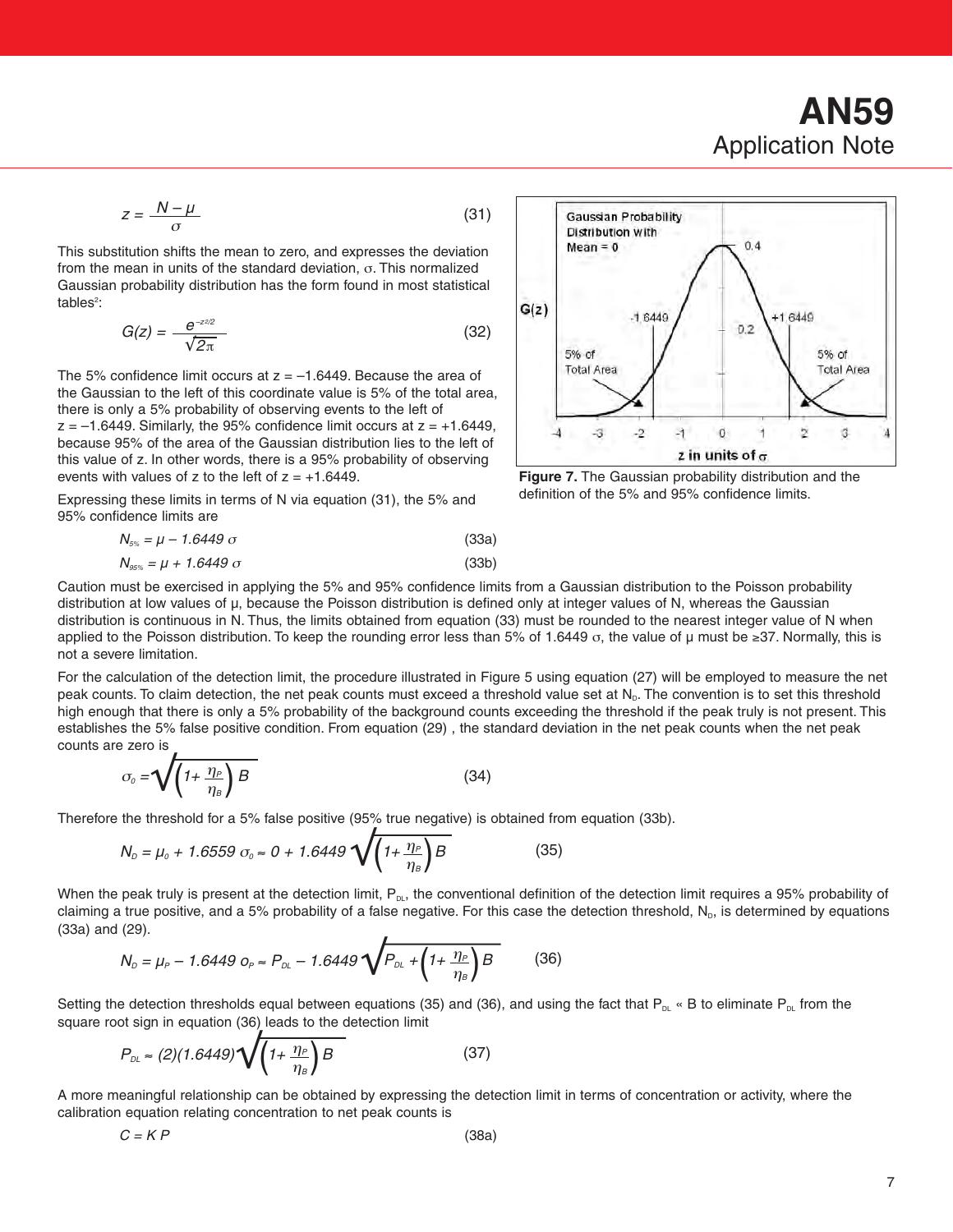$$z = \frac{N - \mu}{\sigma} \tag{31}$$

This substitution shifts the mean to zero, and expresses the deviation from the mean in units of the standard deviation, σ. This normalized Gaussian probability distribution has the form found in most statistical tables[2]:

$$G(z) = \frac{e^{-z^2/2}}{\sqrt{2\pi}} \tag{32}$$

The 5% confidence limit occurs at z = –1.6449. Because the area of the Gaussian to the left of this coordinate value is 5% of the total area, there is only a 5% probability of observing events to the left of z = –1.6449. Similarly, the 95% confidence limit occurs at z = +1.6449, because 95% of the area of the Gaussian distribution lies to the left of this value of z. In other words, there is a 95% probability of observing events with values of z to the left of z = +1.6449.

Expressing these limits in terms of N via equation (31), the 5% and 95% confidence limits are

$$N_{5\%} = \mu - 1.6449\,\sigma \tag{33a}$$

$$N_{95\%} = \mu + 1.6449\,\sigma \tag{33b}$$

**Figure 7.** The Gaussian probability distribution and the definition of the 5% and 95% confidence limits.

Caution must be exercised in applying the 5% and 95% confidence limits from a Gaussian distribution to the Poisson probability distribution at low values of μ, because the Poisson distribution is defined only at integer values of N, whereas the Gaussian distribution is continuous in N. Thus, the limits obtained from equation (33) must be rounded to the nearest integer value of N when applied to the Poisson distribution. To keep the rounding error less than 5% of 1.6449 σ, the value of μ must be ≥37. Normally, this is not a severe limitation.

For the calculation of the detection limit, the procedure illustrated in Figure 5 using equation (27) will be employed to measure the net peak counts. To claim detection, the net peak counts must exceed a threshold value set at $N_D$. The convention is to set this threshold high enough that there is only a 5% probability of the background counts exceeding the threshold if the peak truly is not present. This establishes the 5% false positive condition. From equation (29) , the standard deviation in the net peak counts when the net peak counts are zero is

$$\sigma_0 = \sqrt{\left(1 + \frac{\eta_P}{\eta_B}\right) B} \tag{34}$$

Therefore the threshold for a 5% false positive (95% true negative) is obtained from equation (33b).

$$N_D = \mu_0 + 1.6559\,\sigma_0 \approx 0 + 1.6449\sqrt{\left(1 + \frac{\eta_P}{\eta_B}\right) B} \tag{35}$$

When the peak truly is present at the detection limit, $P_{DL}$, the conventional definition of the detection limit requires a 95% probability of claiming a true positive, and a 5% probability of a false negative. For this case the detection threshold, $N_D$, is determined by equations (33a) and (29).

$$N_D = \mu_P - 1.6449\,o_P \approx P_{DL} - 1.6449\sqrt{P_{DL} + \left(1 + \frac{\eta_P}{\eta_B}\right) B} \tag{36}$$

Setting the detection thresholds equal between equations (35) and (36), and using the fact that $P_{DL} \ll B$ to eliminate $P_{DL}$ from the square root sign in equation (36) leads to the detection limit

$$P_{DL} \approx (2)(1.6449)\sqrt{\left(1 + \frac{\eta_P}{\eta_B}\right) B} \tag{37}$$

A more meaningful relationship can be obtained by expressing the detection limit in terms of concentration or activity, where the calibration equation relating concentration to net peak counts is

$$C = K\,P \tag{38a}$$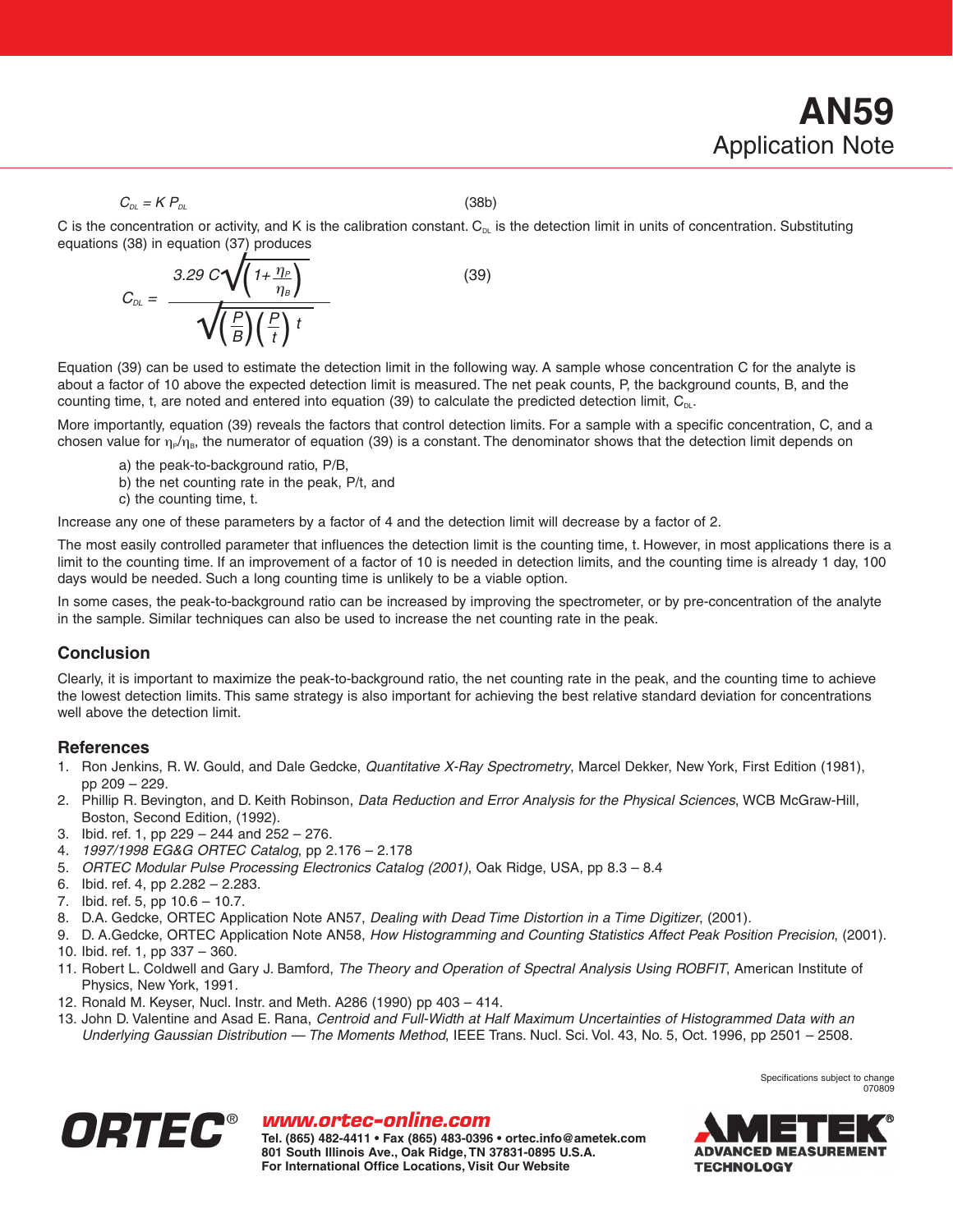$$C_{DL} = K\, P_{DL} \qquad (38b)$$

C is the concentration or activity, and K is the calibration constant. $C_{DL}$ is the detection limit in units of concentration. Substituting equations (38) in equation (37) produces

$$C_{DL} = \frac{3.29\, C \sqrt{\left(1 + \frac{\eta_P}{\eta_B}\right)}}{\sqrt{\left(\frac{P}{B}\right)\left(\frac{P}{t}\right) t}} \qquad (39)$$

Equation (39) can be used to estimate the detection limit in the following way. A sample whose concentration C for the analyte is about a factor of 10 above the expected detection limit is measured. The net peak counts, P, the background counts, B, and the counting time, t, are noted and entered into equation (39) to calculate the predicted detection limit, $C_{DL}$.

More importantly, equation (39) reveals the factors that control detection limits. For a sample with a specific concentration, C, and a chosen value for $\eta_P/\eta_B$, the numerator of equation (39) is a constant. The denominator shows that the detection limit depends on

a) the peak-to-background ratio, P/B,
b) the net counting rate in the peak, P/t, and
c) the counting time, t.

Increase any one of these parameters by a factor of 4 and the detection limit will decrease by a factor of 2.

The most easily controlled parameter that influences the detection limit is the counting time, t. However, in most applications there is a limit to the counting time. If an improvement of a factor of 10 is needed in detection limits, and the counting time is already 1 day, 100 days would be needed. Such a long counting time is unlikely to be a viable option.

In some cases, the peak-to-background ratio can be increased by improving the spectrometer, or by pre-concentration of the analyte in the sample. Similar techniques can also be used to increase the net counting rate in the peak.

## Conclusion

Clearly, it is important to maximize the peak-to-background ratio, the net counting rate in the peak, and the counting time to achieve the lowest detection limits. This same strategy is also important for achieving the best relative standard deviation for concentrations well above the detection limit.

## References

1. Ron Jenkins, R. W. Gould, and Dale Gedcke, *Quantitative X-Ray Spectrometry*, Marcel Dekker, New York, First Edition (1981), pp 209 – 229.
2. Phillip R. Bevington, and D. Keith Robinson, *Data Reduction and Error Analysis for the Physical Sciences*, WCB McGraw-Hill, Boston, Second Edition, (1992).
3. Ibid. ref. 1, pp 229 – 244 and 252 – 276.
4. *1997/1998 EG&G ORTEC Catalog*, pp 2.176 – 2.178
5. *ORTEC Modular Pulse Processing Electronics Catalog (2001)*, Oak Ridge, USA, pp 8.3 – 8.4
6. Ibid. ref. 4, pp 2.282 – 2.283.
7. Ibid. ref. 5, pp 10.6 – 10.7.
8. D.A. Gedcke, ORTEC Application Note AN57, *Dealing with Dead Time Distortion in a Time Digitizer*, (2001).
9. D. A.Gedcke, ORTEC Application Note AN58, *How Histogramming and Counting Statistics Affect Peak Position Precision*, (2001).
10. Ibid. ref. 1, pp 337 – 360.
11. Robert L. Coldwell and Gary J. Bamford, *The Theory and Operation of Spectral Analysis Using ROBFIT*, American Institute of Physics, New York, 1991.
12. Ronald M. Keyser, Nucl. Instr. and Meth. A286 (1990) pp 403 – 414.
13. John D. Valentine and Asad E. Rana, *Centroid and Full-Width at Half Maximum Uncertainties of Histogrammed Data with an Underlying Gaussian Distribution — The Moments Method*, IEEE Trans. Nucl. Sci. Vol. 43, No. 5, Oct. 1996, pp 2501 – 2508.

Specifications subject to change
070809

ORTEC®

**www.ortec-online.com**

**Tel. (865) 482-4411 • Fax (865) 483-0396 • ortec.info@ametek.com**
**801 South Illinois Ave., Oak Ridge, TN 37831-0895 U.S.A.**
**For International Office Locations, Visit Our Website**

AMETEK® ADVANCED MEASUREMENT TECHNOLOGY